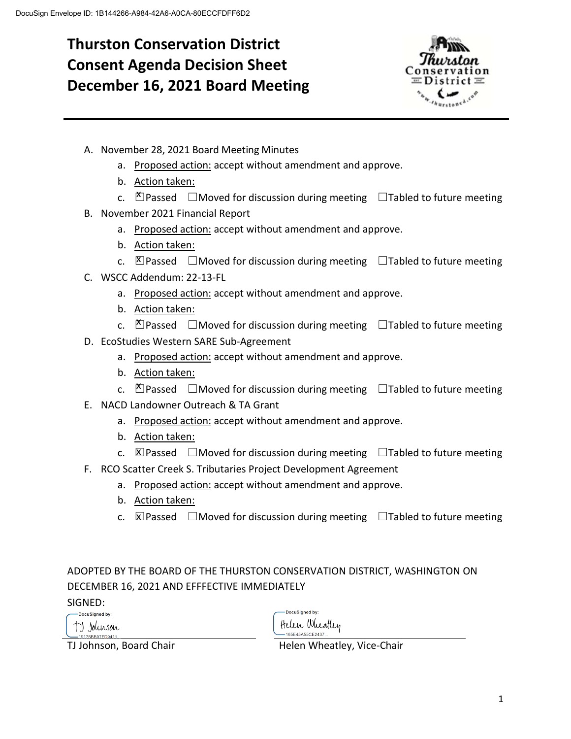DocuSign Envelope ID: 1B144266-A984-42A6-A0CA-80ECCFDFF6D2

# Thurston Conservation District Consent Agenda Decision Sheet December 16, 2021 Board Meeting

A. November 28, 2021 Board Meeting Minutes
   a. Proposed action: accept without amendment and approve.
   b. Action taken:
   c. ☒Passed ☐Moved for discussion during meeting ☐Tabled to future meeting

B. November 2021 Financial Report
   a. Proposed action: accept without amendment and approve.
   b. Action taken:
   c. ☒Passed ☐Moved for discussion during meeting ☐Tabled to future meeting

C. WSCC Addendum: 22-13-FL
   a. Proposed action: accept without amendment and approve.
   b. Action taken:
   c. ☒Passed ☐Moved for discussion during meeting ☐Tabled to future meeting

D. EcoStudies Western SARE Sub-Agreement
   a. Proposed action: accept without amendment and approve.
   b. Action taken:
   c. ☒Passed ☐Moved for discussion during meeting ☐Tabled to future meeting

E. NACD Landowner Outreach & TA Grant
   a. Proposed action: accept without amendment and approve.
   b. Action taken:
   c. ☒Passed ☐Moved for discussion during meeting ☐Tabled to future meeting

F. RCO Scatter Creek S. Tributaries Project Development Agreement
   a. Proposed action: accept without amendment and approve.
   b. Action taken:
   c. ☒Passed ☐Moved for discussion during meeting ☐Tabled to future meeting

ADOPTED BY THE BOARD OF THE THURSTON CONSERVATION DISTRICT, WASHINGTON ON DECEMBER 16, 2021 AND EFFFECTIVE IMMEDIATELY

SIGNED:

DocuSigned by: TJ Johnson
19176BB97FD9411...
TJ Johnson, Board Chair

DocuSigned by: Helen Wheatley
165E45A55CE2437...
Helen Wheatley, Vice-Chair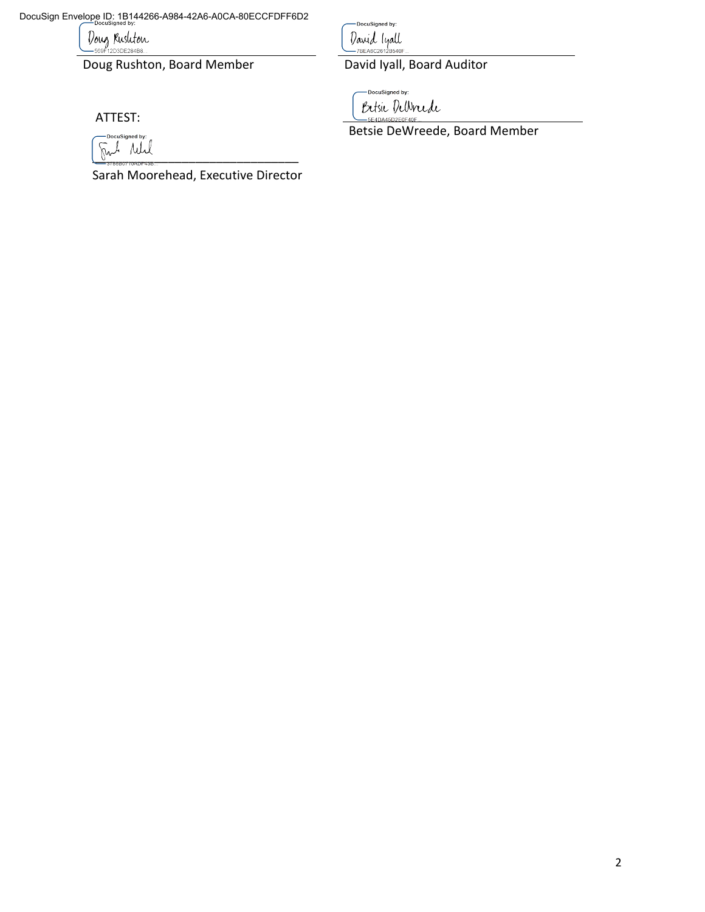DocuSign Envelope ID: 1B144266-A984-42A6-A0CA-80ECCFDFF6D2

DocuSigned by: Doug Rushton
569F12D3DE284B8...

Doug Rushton, Board Member

DocuSigned by: David Iyall
7BEA6C2612B540F...

David Iyall, Board Auditor

DocuSigned by: Betsie DeWreede
5E4DA45D2E0F40F...

Betsie DeWreede, Board Member

ATTEST:

DocuSigned by:
3788B0710ADF43B...

Sarah Moorehead, Executive Director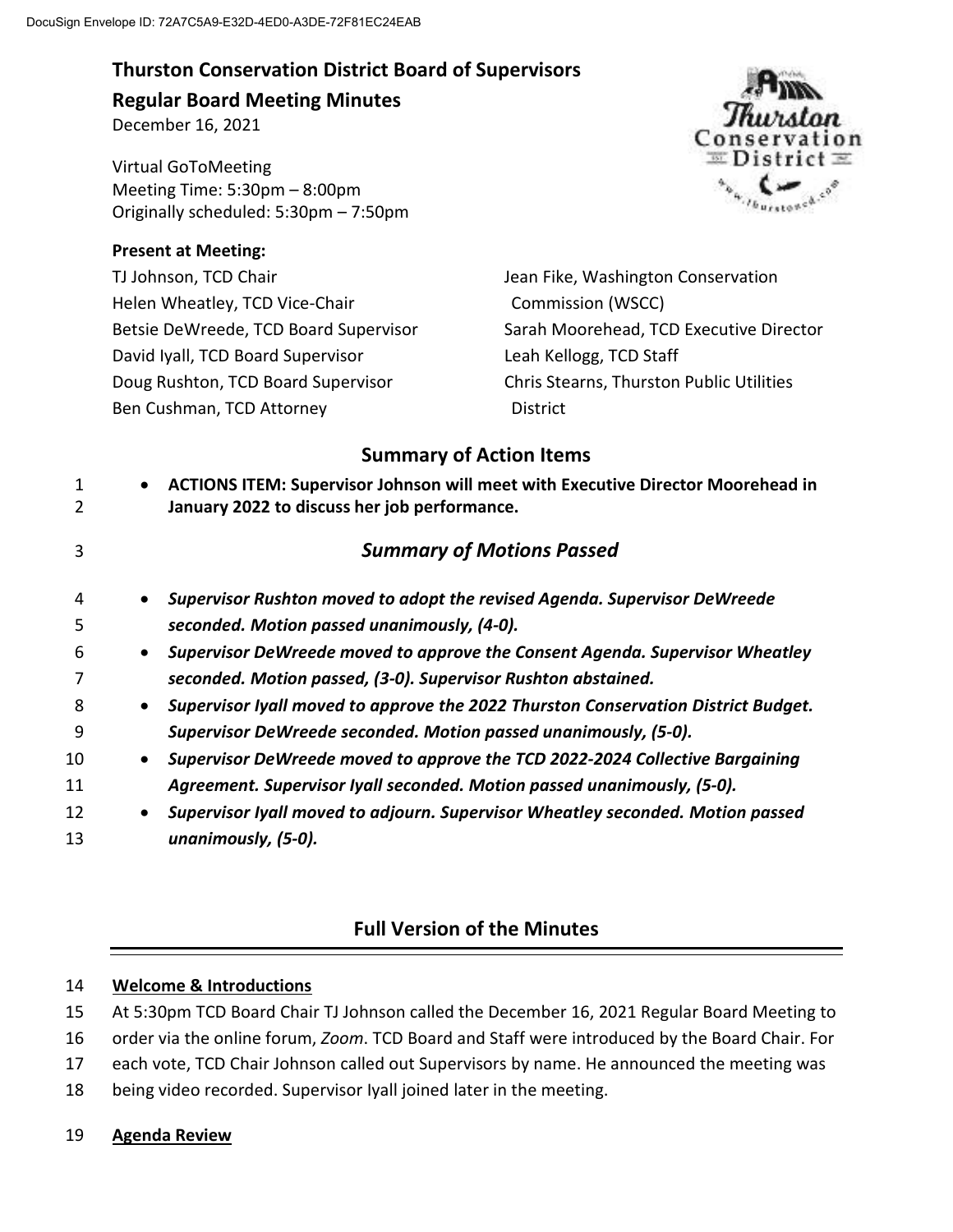DocuSign Envelope ID: 72A7C5A9-E32D-4ED0-A3DE-72F81EC24EAB

# Thurston Conservation District Board of Supervisors

## Regular Board Meeting Minutes

December 16, 2021

Virtual GoToMeeting
Meeting Time: 5:30pm – 8:00pm
Originally scheduled: 5:30pm – 7:50pm

**Present at Meeting:**

TJ Johnson, TCD Chair
Helen Wheatley, TCD Vice-Chair
Betsie DeWreede, TCD Board Supervisor
David Iyall, TCD Board Supervisor
Doug Rushton, TCD Board Supervisor
Ben Cushman, TCD Attorney
Jean Fike, Washington Conservation Commission (WSCC)
Sarah Moorehead, TCD Executive Director
Leah Kellogg, TCD Staff
Chris Stearns, Thurston Public Utilities District

## Summary of Action Items

- **ACTIONS ITEM: Supervisor Johnson will meet with Executive Director Moorehead in January 2022 to discuss her job performance.**

## *Summary of Motions Passed*

- ***Supervisor Rushton moved to adopt the revised Agenda. Supervisor DeWreede seconded. Motion passed unanimously, (4-0).***
- ***Supervisor DeWreede moved to approve the Consent Agenda. Supervisor Wheatley seconded. Motion passed, (3-0). Supervisor Rushton abstained.***
- ***Supervisor Iyall moved to approve the 2022 Thurston Conservation District Budget. Supervisor DeWreede seconded. Motion passed unanimously, (5-0).***
- ***Supervisor DeWreede moved to approve the TCD 2022-2024 Collective Bargaining Agreement. Supervisor Iyall seconded. Motion passed unanimously, (5-0).***
- ***Supervisor Iyall moved to adjourn. Supervisor Wheatley seconded. Motion passed unanimously, (5-0).***

## Full Version of the Minutes

**Welcome & Introductions**

At 5:30pm TCD Board Chair TJ Johnson called the December 16, 2021 Regular Board Meeting to order via the online forum, *Zoom*. TCD Board and Staff were introduced by the Board Chair. For each vote, TCD Chair Johnson called out Supervisors by name. He announced the meeting was being video recorded. Supervisor Iyall joined later in the meeting.

**Agenda Review**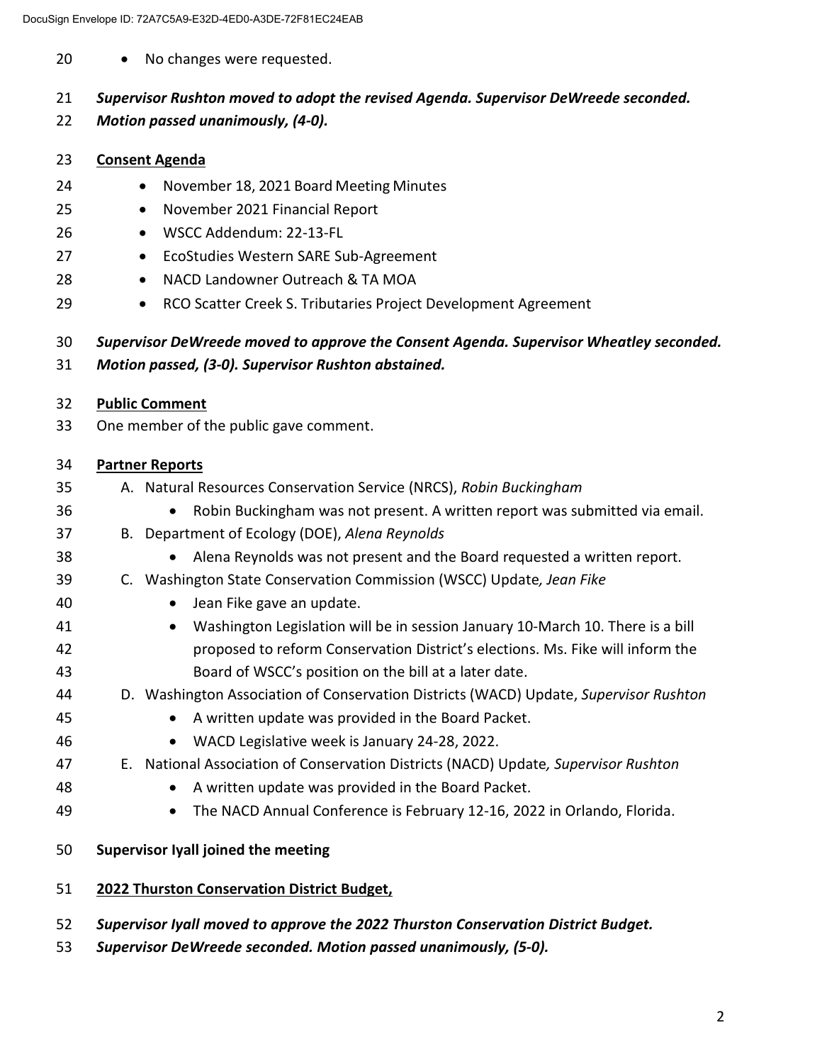- No changes were requested.

***Supervisor Rushton moved to adopt the revised Agenda. Supervisor DeWreede seconded. Motion passed unanimously, (4-0).***

**Consent Agenda**

- November 18, 2021 Board Meeting Minutes
- November 2021 Financial Report
- WSCC Addendum: 22-13-FL
- EcoStudies Western SARE Sub-Agreement
- NACD Landowner Outreach & TA MOA
- RCO Scatter Creek S. Tributaries Project Development Agreement

***Supervisor DeWreede moved to approve the Consent Agenda. Supervisor Wheatley seconded. Motion passed, (3-0). Supervisor Rushton abstained.***

**Public Comment**

One member of the public gave comment.

**Partner Reports**

A. Natural Resources Conservation Service (NRCS), *Robin Buckingham*
   - Robin Buckingham was not present. A written report was submitted via email.

B. Department of Ecology (DOE), *Alena Reynolds*
   - Alena Reynolds was not present and the Board requested a written report.

C. Washington State Conservation Commission (WSCC) Update*, Jean Fike*
   - Jean Fike gave an update.
   - Washington Legislation will be in session January 10-March 10. There is a bill proposed to reform Conservation District's elections. Ms. Fike will inform the Board of WSCC's position on the bill at a later date.

D. Washington Association of Conservation Districts (WACD) Update, *Supervisor Rushton*
   - A written update was provided in the Board Packet.
   - WACD Legislative week is January 24-28, 2022.

E. National Association of Conservation Districts (NACD) Update*, Supervisor Rushton*
   - A written update was provided in the Board Packet.
   - The NACD Annual Conference is February 12-16, 2022 in Orlando, Florida.

**Supervisor Iyall joined the meeting**

**2022 Thurston Conservation District Budget,**

***Supervisor Iyall moved to approve the 2022 Thurston Conservation District Budget. Supervisor DeWreede seconded. Motion passed unanimously, (5-0).***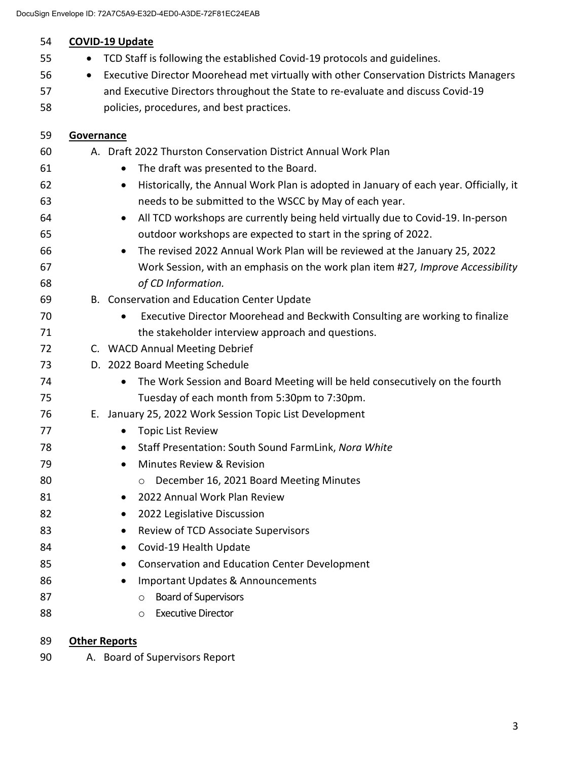**COVID-19 Update**

- TCD Staff is following the established Covid-19 protocols and guidelines.
- Executive Director Moorehead met virtually with other Conservation Districts Managers and Executive Directors throughout the State to re-evaluate and discuss Covid-19 policies, procedures, and best practices.

**Governance**

A. Draft 2022 Thurston Conservation District Annual Work Plan
   - The draft was presented to the Board.
   - Historically, the Annual Work Plan is adopted in January of each year. Officially, it needs to be submitted to the WSCC by May of each year.
   - All TCD workshops are currently being held virtually due to Covid-19. In-person outdoor workshops are expected to start in the spring of 2022.
   - The revised 2022 Annual Work Plan will be reviewed at the January 25, 2022 Work Session, with an emphasis on the work plan item #27*, Improve Accessibility of CD Information.*

B. Conservation and Education Center Update
   - Executive Director Moorehead and Beckwith Consulting are working to finalize the stakeholder interview approach and questions.

C. WACD Annual Meeting Debrief

D. 2022 Board Meeting Schedule
   - The Work Session and Board Meeting will be held consecutively on the fourth Tuesday of each month from 5:30pm to 7:30pm.

E. January 25, 2022 Work Session Topic List Development
   - Topic List Review
   - Staff Presentation: South Sound FarmLink, *Nora White*
   - Minutes Review & Revision
     - December 16, 2021 Board Meeting Minutes
   - 2022 Annual Work Plan Review
   - 2022 Legislative Discussion
   - Review of TCD Associate Supervisors
   - Covid-19 Health Update
   - Conservation and Education Center Development
   - Important Updates & Announcements
     - Board of Supervisors
     - Executive Director

**Other Reports**

A. Board of Supervisors Report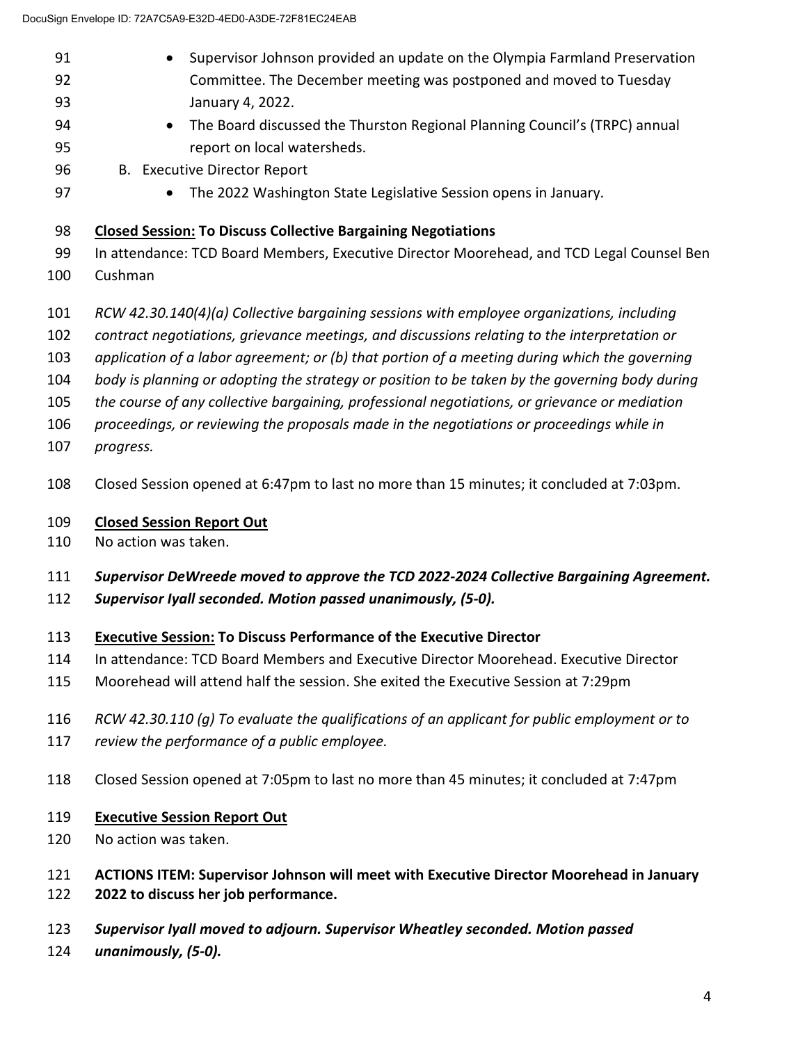- Supervisor Johnson provided an update on the Olympia Farmland Preservation Committee. The December meeting was postponed and moved to Tuesday January 4, 2022.
- The Board discussed the Thurston Regional Planning Council's (TRPC) annual report on local watersheds.

B. Executive Director Report

- The 2022 Washington State Legislative Session opens in January.

**Closed Session: To Discuss Collective Bargaining Negotiations**

In attendance: TCD Board Members, Executive Director Moorehead, and TCD Legal Counsel Ben Cushman

*RCW 42.30.140(4)(a) Collective bargaining sessions with employee organizations, including contract negotiations, grievance meetings, and discussions relating to the interpretation or application of a labor agreement; or (b) that portion of a meeting during which the governing body is planning or adopting the strategy or position to be taken by the governing body during the course of any collective bargaining, professional negotiations, or grievance or mediation proceedings, or reviewing the proposals made in the negotiations or proceedings while in progress.*

Closed Session opened at 6:47pm to last no more than 15 minutes; it concluded at 7:03pm.

**Closed Session Report Out**

No action was taken.

***Supervisor DeWreede moved to approve the TCD 2022-2024 Collective Bargaining Agreement. Supervisor Iyall seconded. Motion passed unanimously, (5-0).***

**Executive Session: To Discuss Performance of the Executive Director**

In attendance: TCD Board Members and Executive Director Moorehead. Executive Director Moorehead will attend half the session. She exited the Executive Session at 7:29pm

*RCW 42.30.110 (g) To evaluate the qualifications of an applicant for public employment or to review the performance of a public employee.*

Closed Session opened at 7:05pm to last no more than 45 minutes; it concluded at 7:47pm

**Executive Session Report Out**

No action was taken.

**ACTIONS ITEM: Supervisor Johnson will meet with Executive Director Moorehead in January 2022 to discuss her job performance.**

***Supervisor Iyall moved to adjourn. Supervisor Wheatley seconded. Motion passed unanimously, (5-0).***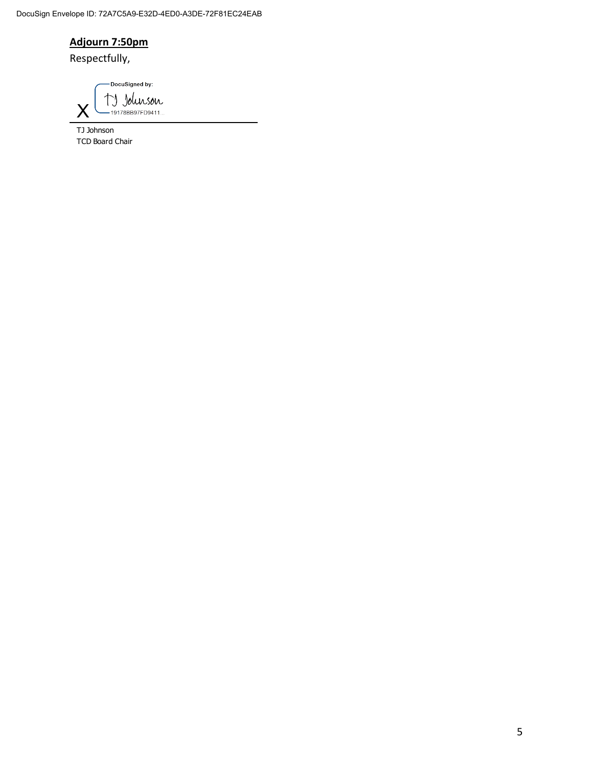**Adjourn 7:50pm**

Respectfully,

DocuSigned by:

X TJ Johnson

19178BB97FD9411...

TJ Johnson

TCD Board Chair